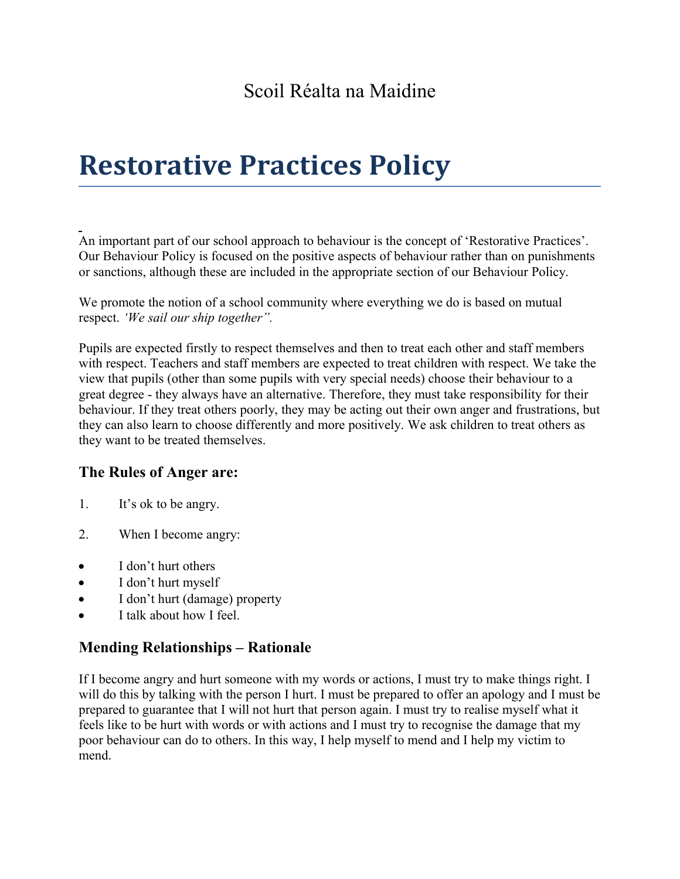Scoil Réalta na Maidine

# Restorative Practices Policy

An important part of our school approach to behaviour is the concept of 'Restorative Practices'. Our Behaviour Policy is focused on the positive aspects of behaviour rather than on punishments or sanctions, although these are included in the appropriate section of our Behaviour Policy.

We promote the notion of a school community where everything we do is based on mutual respect. *'We sail our ship together".*

Pupils are expected firstly to respect themselves and then to treat each other and staff members with respect. Teachers and staff members are expected to treat children with respect. We take the view that pupils (other than some pupils with very special needs) choose their behaviour to a great degree - they always have an alternative. Therefore, they must take responsibility for their behaviour. If they treat others poorly, they may be acting out their own anger and frustrations, but they can also learn to choose differently and more positively. We ask children to treat others as they want to be treated themselves.

### The Rules of Anger are:

1. It's ok to be angry.

2. When I become angry:

- I don't hurt others
- I don't hurt myself
- I don't hurt (damage) property
- I talk about how I feel.

### Mending Relationships – Rationale

If I become angry and hurt someone with my words or actions, I must try to make things right. I will do this by talking with the person I hurt. I must be prepared to offer an apology and I must be prepared to guarantee that I will not hurt that person again. I must try to realise myself what it feels like to be hurt with words or with actions and I must try to recognise the damage that my poor behaviour can do to others. In this way, I help myself to mend and I help my victim to mend.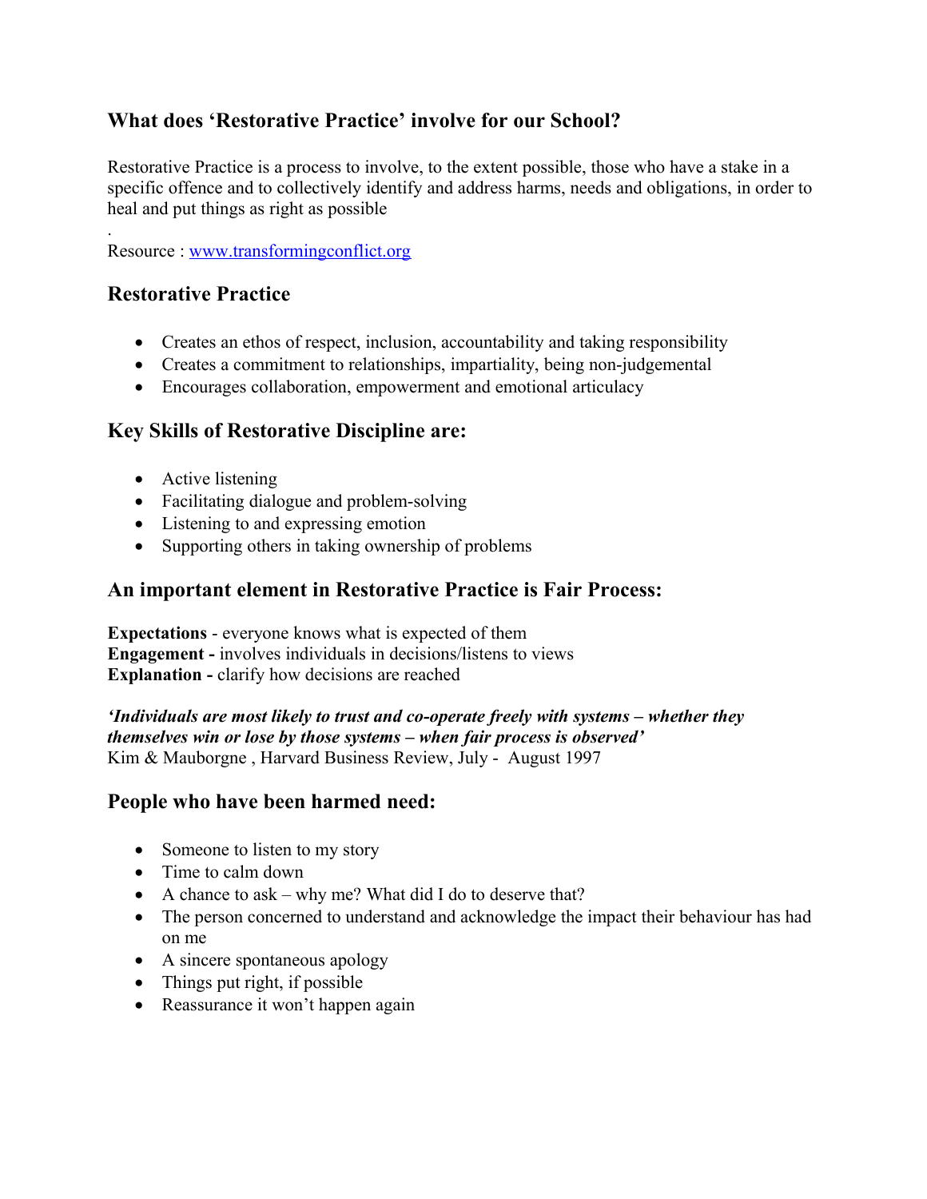## What does 'Restorative Practice' involve for our School?

Restorative Practice is a process to involve, to the extent possible, those who have a stake in a specific offence and to collectively identify and address harms, needs and obligations, in order to heal and put things as right as possible

.

Resource : [www.transformingconflict.org](http://www.transformingconflict.org)

## Restorative Practice

- Creates an ethos of respect, inclusion, accountability and taking responsibility
- Creates a commitment to relationships, impartiality, being non-judgemental
- Encourages collaboration, empowerment and emotional articulacy

## Key Skills of Restorative Discipline are:

- Active listening
- Facilitating dialogue and problem-solving
- Listening to and expressing emotion
- Supporting others in taking ownership of problems

## An important element in Restorative Practice is Fair Process:

**Expectations** - everyone knows what is expected of them
**Engagement -** involves individuals in decisions/listens to views
**Explanation -** clarify how decisions are reached

***'Individuals are most likely to trust and co-operate freely with systems – whether they themselves win or lose by those systems – when fair process is observed'***
Kim & Mauborgne , Harvard Business Review, July - August 1997

## People who have been harmed need:

- Someone to listen to my story
- Time to calm down
- A chance to ask – why me? What did I do to deserve that?
- The person concerned to understand and acknowledge the impact their behaviour has had on me
- A sincere spontaneous apology
- Things put right, if possible
- Reassurance it won't happen again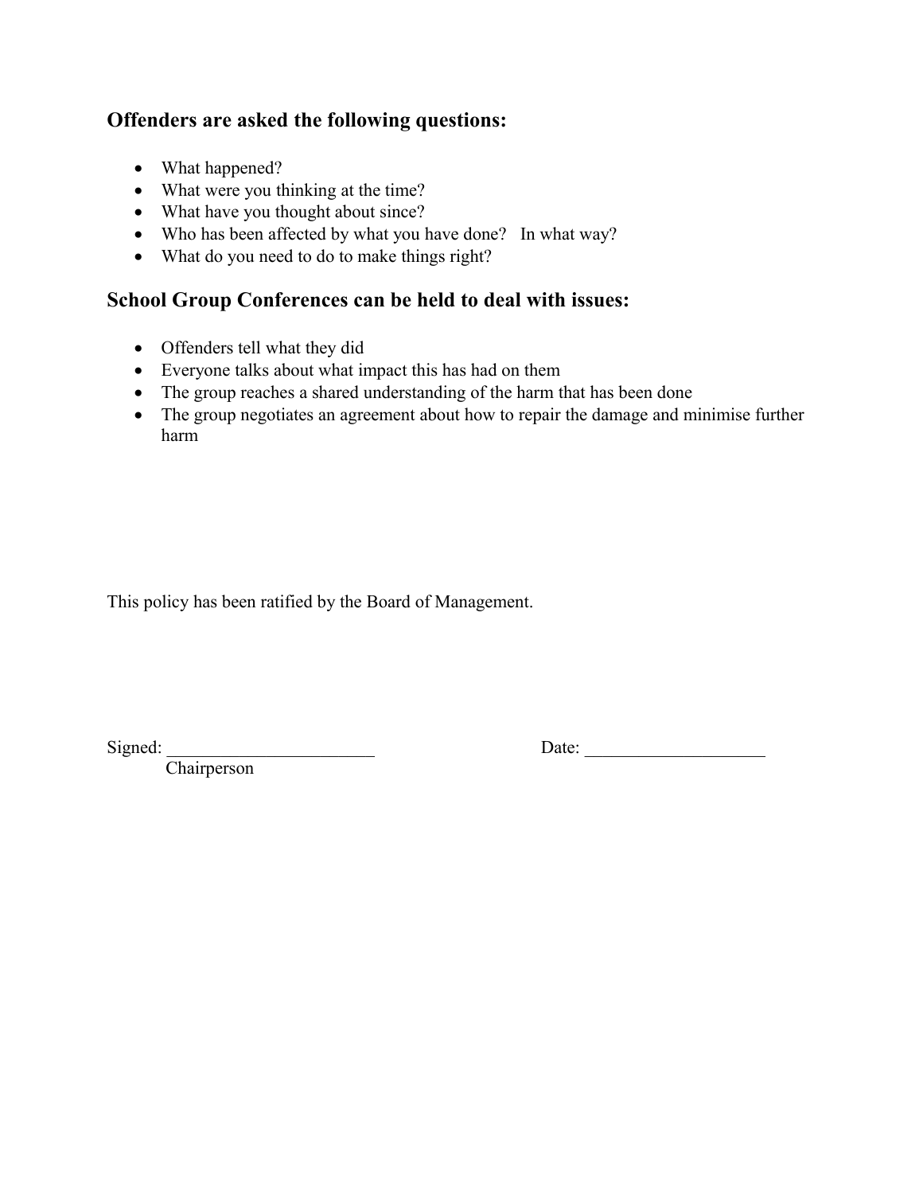## Offenders are asked the following questions:

- What happened?
- What were you thinking at the time?
- What have you thought about since?
- Who has been affected by what you have done? In what way?
- What do you need to do to make things right?

## School Group Conferences can be held to deal with issues:

- Offenders tell what they did
- Everyone talks about what impact this has had on them
- The group reaches a shared understanding of the harm that has been done
- The group negotiates an agreement about how to repair the damage and minimise further harm

This policy has been ratified by the Board of Management.

Signed: ______________________ Date: ___________________
Chairperson